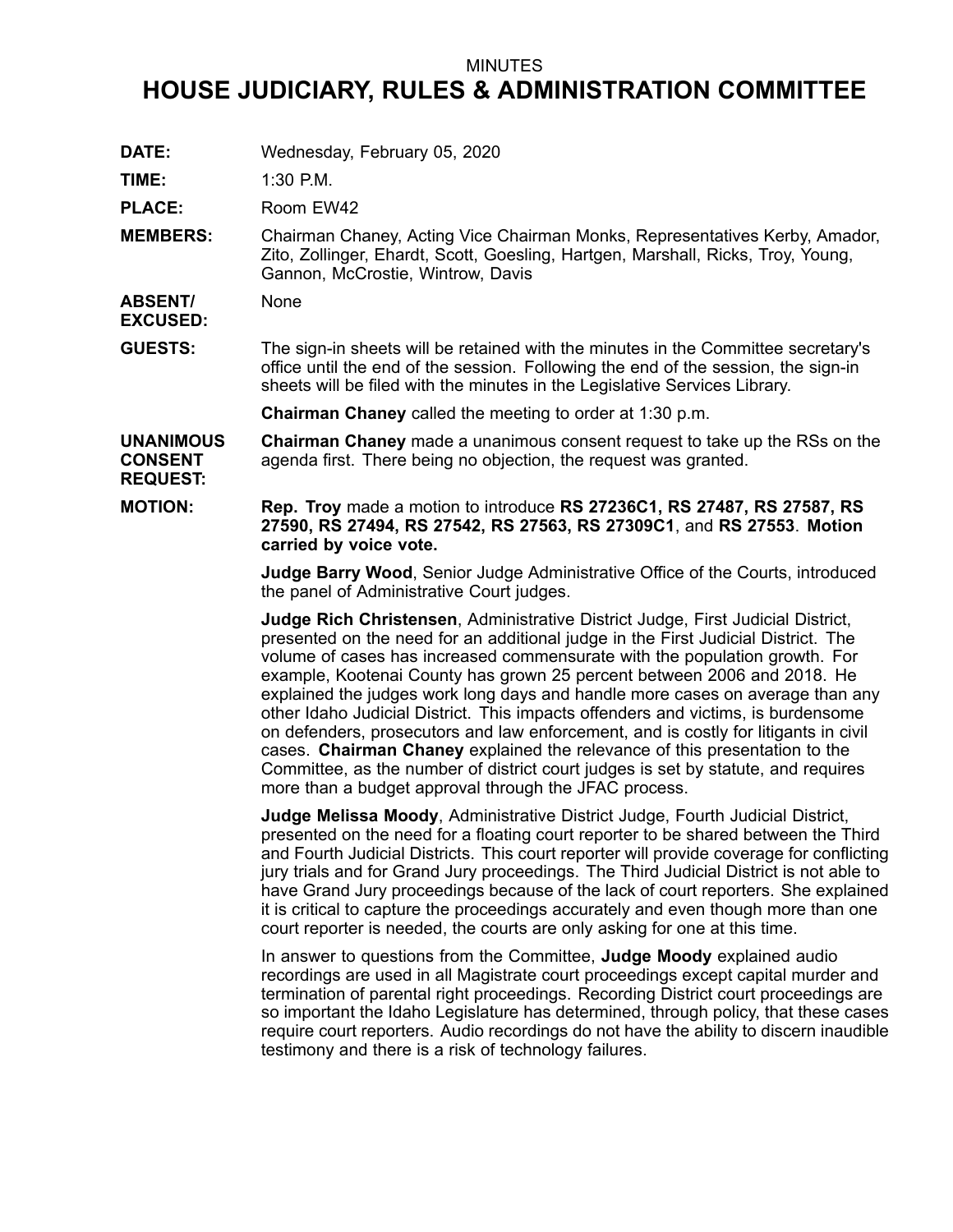MINUTES

# HOUSE JUDICIARY, RULES & ADMINISTRATION COMMITTEE

**DATE:** Wednesday, February 05, 2020

**TIME:** 1:30 P.M.

**PLACE:** Room EW42

**MEMBERS:** Chairman Chaney, Acting Vice Chairman Monks, Representatives Kerby, Amador, Zito, Zollinger, Ehardt, Scott, Goesling, Hartgen, Marshall, Ricks, Troy, Young, Gannon, McCrostie, Wintrow, Davis

**ABSENT/ EXCUSED:** None

**GUESTS:** The sign-in sheets will be retained with the minutes in the Committee secretary's office until the end of the session. Following the end of the session, the sign-in sheets will be filed with the minutes in the Legislative Services Library.

**Chairman Chaney** called the meeting to order at 1:30 p.m.

**UNANIMOUS CONSENT REQUEST:** **Chairman Chaney** made a unanimous consent request to take up the RSs on the agenda first. There being no objection, the request was granted.

**MOTION:** **Rep. Troy** made a motion to introduce **RS 27236C1, RS 27487, RS 27587, RS 27590, RS 27494, RS 27542, RS 27563, RS 27309C1**, and **RS 27553**. **Motion carried by voice vote.**

**Judge Barry Wood**, Senior Judge Administrative Office of the Courts, introduced the panel of Administrative Court judges.

**Judge Rich Christensen**, Administrative District Judge, First Judicial District, presented on the need for an additional judge in the First Judicial District. The volume of cases has increased commensurate with the population growth. For example, Kootenai County has grown 25 percent between 2006 and 2018. He explained the judges work long days and handle more cases on average than any other Idaho Judicial District. This impacts offenders and victims, is burdensome on defenders, prosecutors and law enforcement, and is costly for litigants in civil cases. **Chairman Chaney** explained the relevance of this presentation to the Committee, as the number of district court judges is set by statute, and requires more than a budget approval through the JFAC process.

**Judge Melissa Moody**, Administrative District Judge, Fourth Judicial District, presented on the need for a floating court reporter to be shared between the Third and Fourth Judicial Districts. This court reporter will provide coverage for conflicting jury trials and for Grand Jury proceedings. The Third Judicial District is not able to have Grand Jury proceedings because of the lack of court reporters. She explained it is critical to capture the proceedings accurately and even though more than one court reporter is needed, the courts are only asking for one at this time.

In answer to questions from the Committee, **Judge Moody** explained audio recordings are used in all Magistrate court proceedings except capital murder and termination of parental right proceedings. Recording District court proceedings are so important the Idaho Legislature has determined, through policy, that these cases require court reporters. Audio recordings do not have the ability to discern inaudible testimony and there is a risk of technology failures.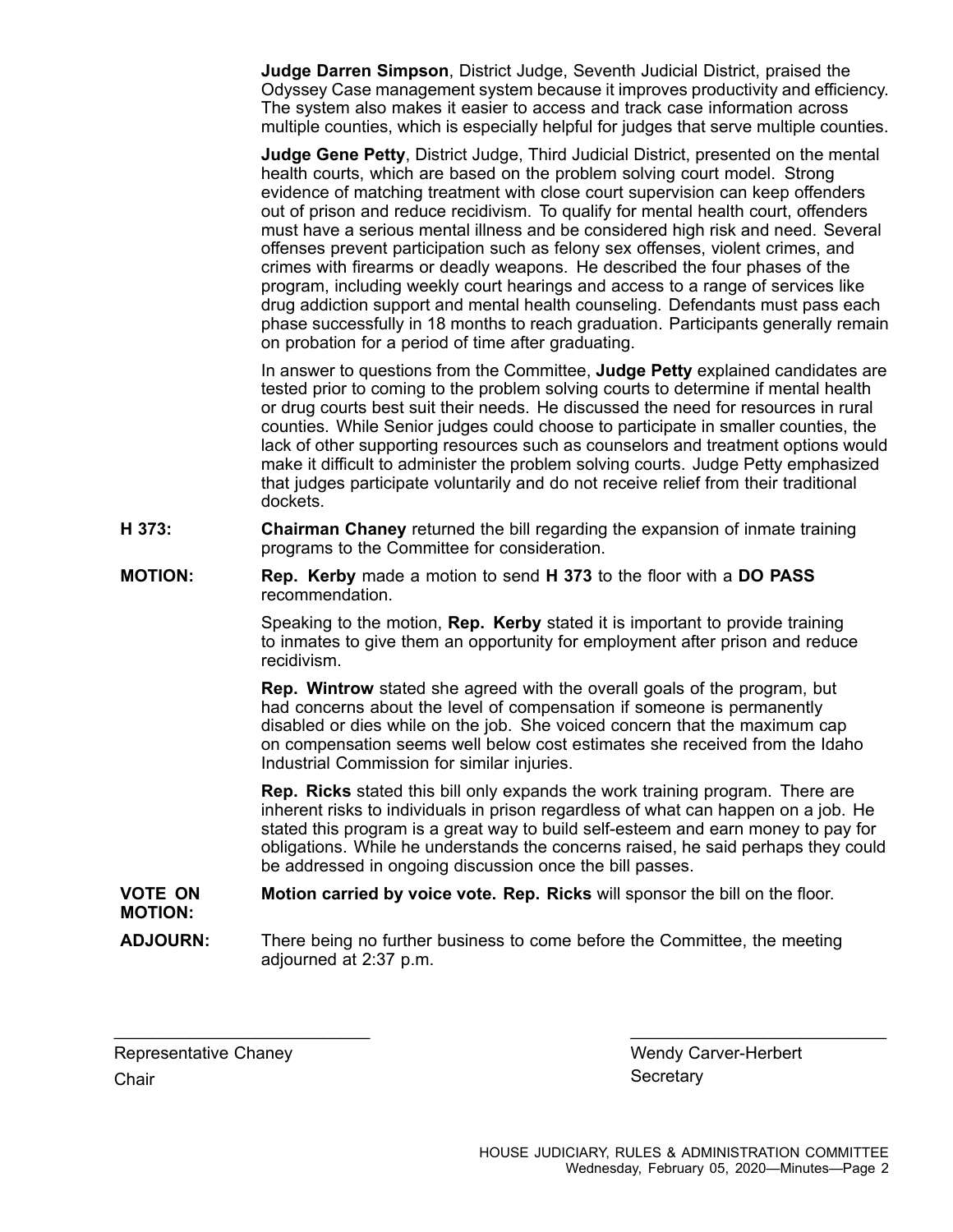**Judge Darren Simpson**, District Judge, Seventh Judicial District, praised the Odyssey Case management system because it improves productivity and efficiency. The system also makes it easier to access and track case information across multiple counties, which is especially helpful for judges that serve multiple counties.

**Judge Gene Petty**, District Judge, Third Judicial District, presented on the mental health courts, which are based on the problem solving court model. Strong evidence of matching treatment with close court supervision can keep offenders out of prison and reduce recidivism. To qualify for mental health court, offenders must have a serious mental illness and be considered high risk and need. Several offenses prevent participation such as felony sex offenses, violent crimes, and crimes with firearms or deadly weapons. He described the four phases of the program, including weekly court hearings and access to a range of services like drug addiction support and mental health counseling. Defendants must pass each phase successfully in 18 months to reach graduation. Participants generally remain on probation for a period of time after graduating.

In answer to questions from the Committee, **Judge Petty** explained candidates are tested prior to coming to the problem solving courts to determine if mental health or drug courts best suit their needs. He discussed the need for resources in rural counties. While Senior judges could choose to participate in smaller counties, the lack of other supporting resources such as counselors and treatment options would make it difficult to administer the problem solving courts. Judge Petty emphasized that judges participate voluntarily and do not receive relief from their traditional dockets.

**H 373:** **Chairman Chaney** returned the bill regarding the expansion of inmate training programs to the Committee for consideration.

**MOTION:** **Rep. Kerby** made a motion to send **H 373** to the floor with a **DO PASS** recommendation.

Speaking to the motion, **Rep. Kerby** stated it is important to provide training to inmates to give them an opportunity for employment after prison and reduce recidivism.

**Rep. Wintrow** stated she agreed with the overall goals of the program, but had concerns about the level of compensation if someone is permanently disabled or dies while on the job. She voiced concern that the maximum cap on compensation seems well below cost estimates she received from the Idaho Industrial Commission for similar injuries.

**Rep. Ricks** stated this bill only expands the work training program. There are inherent risks to individuals in prison regardless of what can happen on a job. He stated this program is a great way to build self-esteem and earn money to pay for obligations. While he understands the concerns raised, he said perhaps they could be addressed in ongoing discussion once the bill passes.

**VOTE ON MOTION:** **Motion carried by voice vote. Rep. Ricks** will sponsor the bill on the floor.

**ADJOURN:** There being no further business to come before the Committee, the meeting adjourned at 2:37 p.m.

___________________________ ___________________________

Representative Chaney
Chair

Wendy Carver-Herbert
Secretary